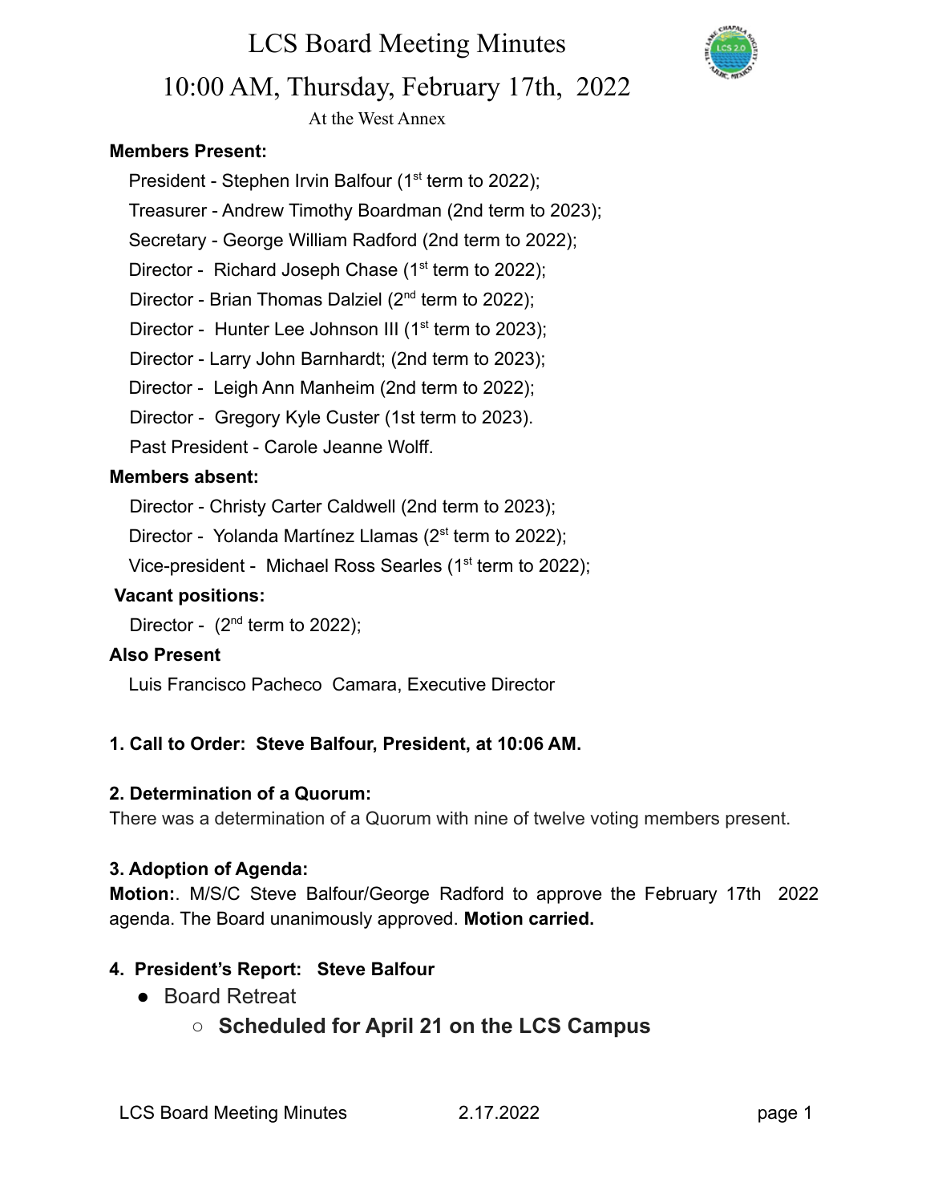# LCS Board Meeting Minutes

## 10:00 AM, Thursday, February 17th, 2022

At the West Annex

**Members Present:**

President - Stephen Irvin Balfour (1st term to 2022);
Treasurer - Andrew Timothy Boardman (2nd term to 2023);
Secretary - George William Radford (2nd term to 2022);
Director - Richard Joseph Chase (1st term to 2022);
Director - Brian Thomas Dalziel (2nd term to 2022);
Director - Hunter Lee Johnson III (1st term to 2023);
Director - Larry John Barnhardt; (2nd term to 2023);
Director - Leigh Ann Manheim (2nd term to 2022);
Director - Gregory Kyle Custer (1st term to 2023).
Past President - Carole Jeanne Wolff.

**Members absent:**

Director - Christy Carter Caldwell (2nd term to 2023);
Director - Yolanda Martínez Llamas (2st term to 2022);
Vice-president - Michael Ross Searles (1st term to 2022);

**Vacant positions:**

Director - (2nd term to 2022);

**Also Present**

Luis Francisco Pacheco Camara, Executive Director

**1. Call to Order: Steve Balfour, President, at 10:06 AM.**

**2. Determination of a Quorum:**

There was a determination of a Quorum with nine of twelve voting members present.

**3. Adoption of Agenda:**

**Motion:**. M/S/C Steve Balfour/George Radford to approve the February 17th 2022 agenda. The Board unanimously approved. **Motion carried.**

**4. President's Report: Steve Balfour**

- Board Retreat
  - **Scheduled for April 21 on the LCS Campus**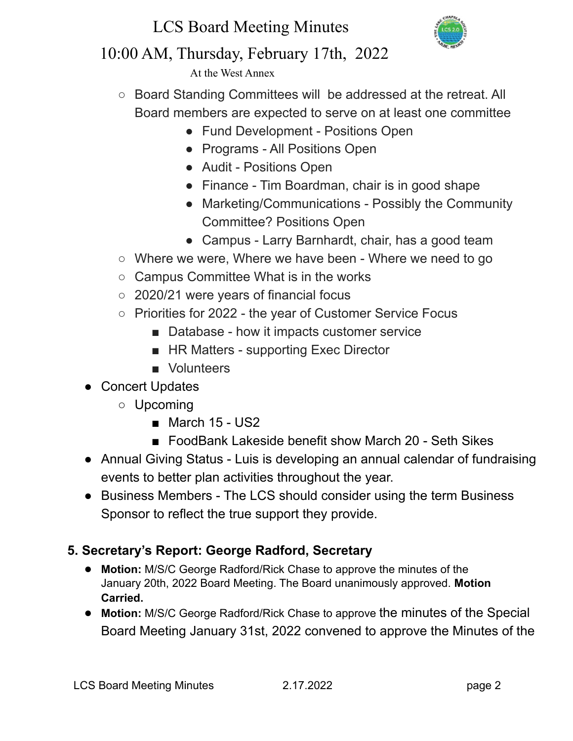- Board Standing Committees will be addressed at the retreat. All Board members are expected to serve on at least one committee
  - Fund Development - Positions Open
  - Programs - All Positions Open
  - Audit - Positions Open
  - Finance - Tim Boardman, chair is in good shape
  - Marketing/Communications - Possibly the Community Committee? Positions Open
  - Campus - Larry Barnhardt, chair, has a good team
- Where we were, Where we have been - Where we need to go
- Campus Committee What is in the works
- 2020/21 were years of financial focus
- Priorities for 2022 - the year of Customer Service Focus
  - Database - how it impacts customer service
  - HR Matters - supporting Exec Director
  - Volunteers

- Concert Updates
  - Upcoming
    - March 15 - US2
    - FoodBank Lakeside benefit show March 20 - Seth Sikes
- Annual Giving Status - Luis is developing an annual calendar of fundraising events to better plan activities throughout the year.
- Business Members - The LCS should consider using the term Business Sponsor to reflect the true support they provide.

### 5. Secretary's Report: George Radford, Secretary

- **Motion:** M/S/C George Radford/Rick Chase to approve the minutes of the January 20th, 2022 Board Meeting. The Board unanimously approved. **Motion Carried.**
- **Motion:** M/S/C George Radford/Rick Chase to approve the minutes of the Special Board Meeting January 31st, 2022 convened to approve the Minutes of the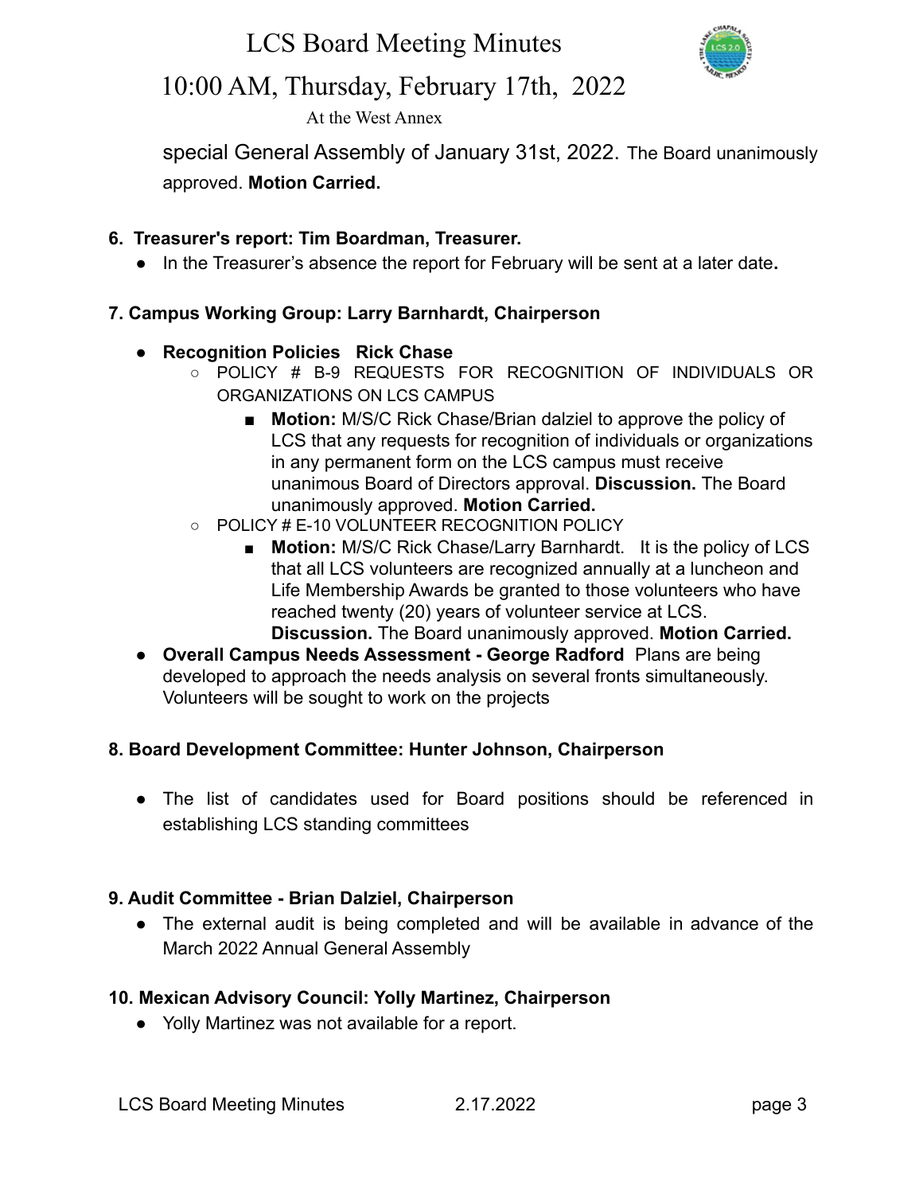special General Assembly of January 31st, 2022. The Board unanimously approved. **Motion Carried.**

**6. Treasurer's report: Tim Boardman, Treasurer.**

- In the Treasurer's absence the report for February will be sent at a later date**.**

**7. Campus Working Group: Larry Barnhardt, Chairperson**

- **Recognition Policies Rick Chase**
  - POLICY # B-9 REQUESTS FOR RECOGNITION OF INDIVIDUALS OR ORGANIZATIONS ON LCS CAMPUS
    - **Motion:** M/S/C Rick Chase/Brian dalziel to approve the policy of LCS that any requests for recognition of individuals or organizations in any permanent form on the LCS campus must receive unanimous Board of Directors approval. **Discussion.** The Board unanimously approved. **Motion Carried.**
  - POLICY # E-10 VOLUNTEER RECOGNITION POLICY
    - **Motion:** M/S/C Rick Chase/Larry Barnhardt. It is the policy of LCS that all LCS volunteers are recognized annually at a luncheon and Life Membership Awards be granted to those volunteers who have reached twenty (20) years of volunteer service at LCS. **Discussion.** The Board unanimously approved. **Motion Carried.**
- **Overall Campus Needs Assessment - George Radford** Plans are being developed to approach the needs analysis on several fronts simultaneously. Volunteers will be sought to work on the projects

**8. Board Development Committee: Hunter Johnson, Chairperson**

- The list of candidates used for Board positions should be referenced in establishing LCS standing committees

**9. Audit Committee - Brian Dalziel, Chairperson**

- The external audit is being completed and will be available in advance of the March 2022 Annual General Assembly

**10. Mexican Advisory Council: Yolly Martinez, Chairperson**

- Yolly Martinez was not available for a report.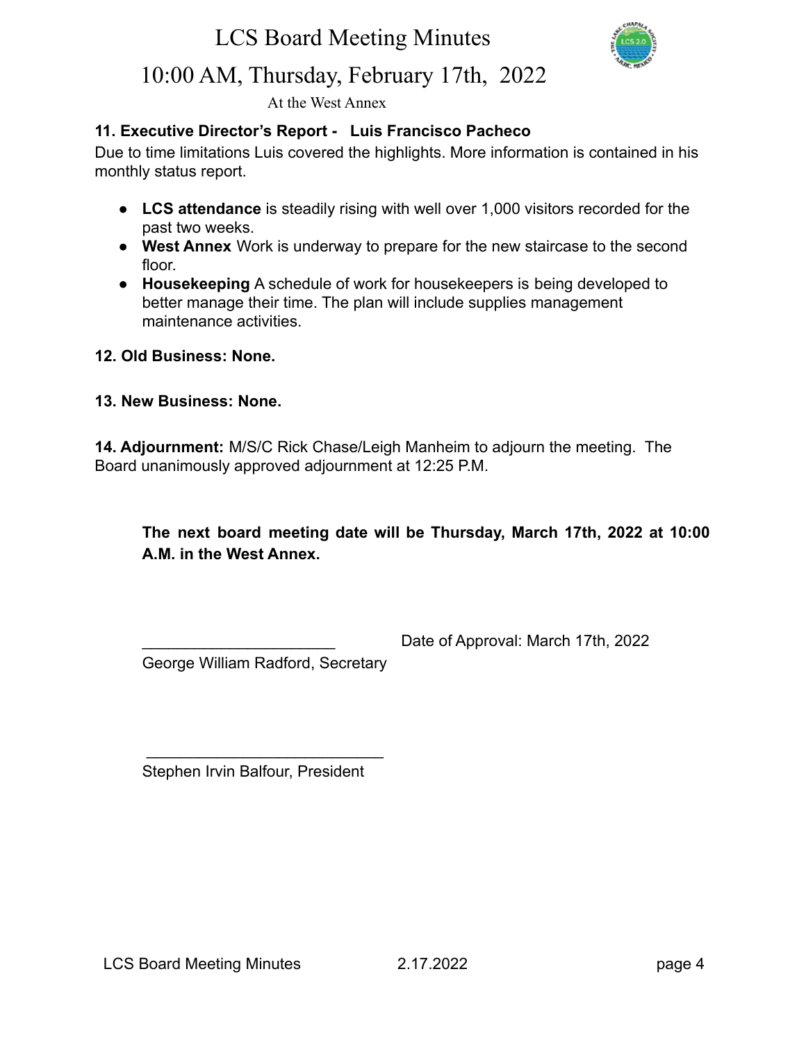# LCS Board Meeting Minutes

## 10:00 AM, Thursday, February 17th, 2022

At the West Annex

**11. Executive Director's Report - Luis Francisco Pacheco**

Due to time limitations Luis covered the highlights. More information is contained in his monthly status report.

- **LCS attendance** is steadily rising with well over 1,000 visitors recorded for the past two weeks.
- **West Annex** Work is underway to prepare for the new staircase to the second floor.
- **Housekeeping** A schedule of work for housekeepers is being developed to better manage their time. The plan will include supplies management maintenance activities.

**12. Old Business: None.**

**13. New Business: None.**

**14. Adjournment:** M/S/C Rick Chase/Leigh Manheim to adjourn the meeting. The Board unanimously approved adjournment at 12:25 P.M.

**The next board meeting date will be Thursday, March 17th, 2022 at 10:00 A.M. in the West Annex.**

______________________ Date of Approval: March 17th, 2022

George William Radford, Secretary

___________________________

Stephen Irvin Balfour, President